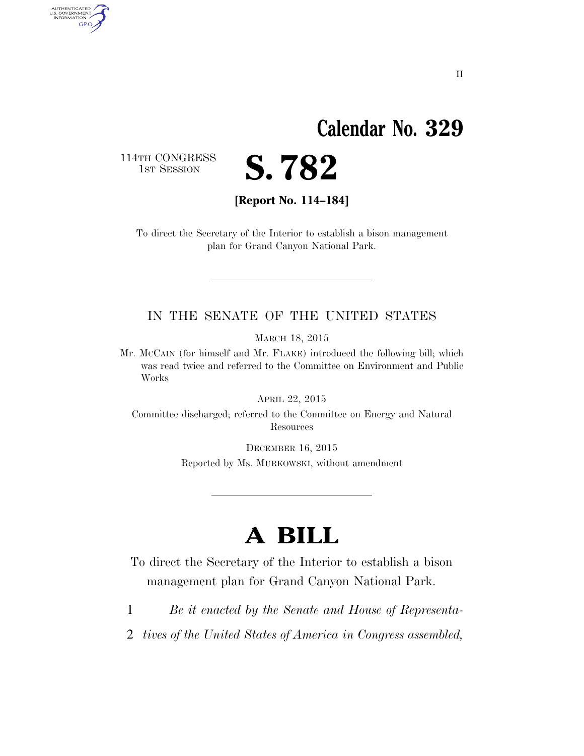II

# Calendar No. 329

114TH CONGRESS
1ST SESSION

# S. 782

**[Report No. 114–184]**

To direct the Secretary of the Interior to establish a bison management plan for Grand Canyon National Park.

IN THE SENATE OF THE UNITED STATES

MARCH 18, 2015

Mr. MCCAIN (for himself and Mr. FLAKE) introduced the following bill; which was read twice and referred to the Committee on Environment and Public Works

APRIL 22, 2015

Committee discharged; referred to the Committee on Energy and Natural Resources

DECEMBER 16, 2015

Reported by Ms. MURKOWSKI, without amendment

# A BILL

To direct the Secretary of the Interior to establish a bison management plan for Grand Canyon National Park.

1 *Be it enacted by the Senate and House of Representa-*

2 *tives of the United States of America in Congress assembled,*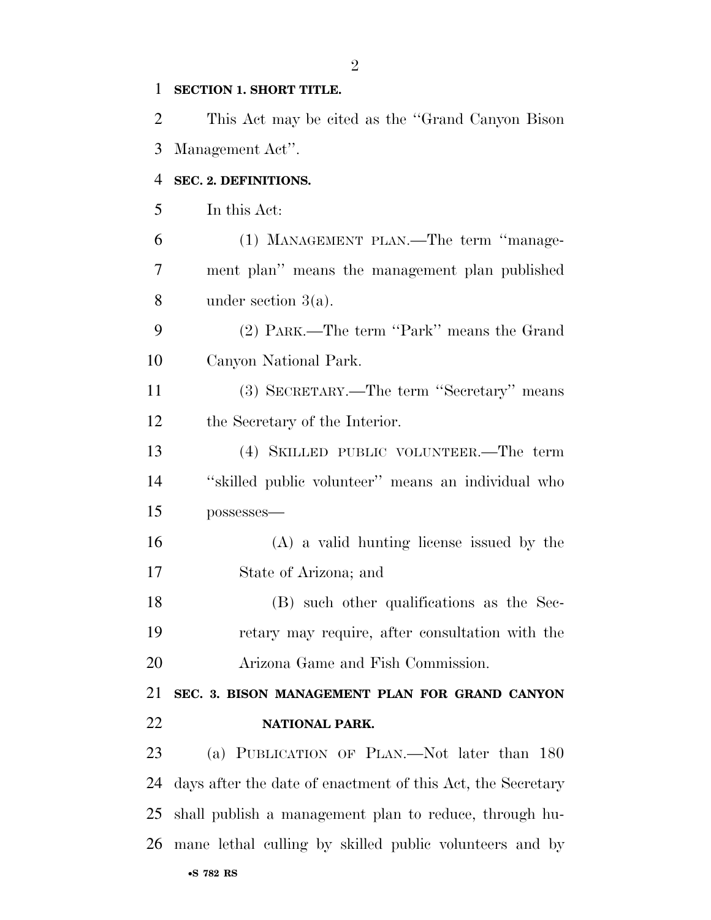**SECTION 1. SHORT TITLE.**

This Act may be cited as the "Grand Canyon Bison Management Act".

**SEC. 2. DEFINITIONS.**

In this Act:

(1) MANAGEMENT PLAN.—The term "management plan" means the management plan published under section 3(a).

(2) PARK.—The term "Park" means the Grand Canyon National Park.

(3) SECRETARY.—The term "Secretary" means the Secretary of the Interior.

(4) SKILLED PUBLIC VOLUNTEER.—The term "skilled public volunteer" means an individual who possesses—

(A) a valid hunting license issued by the State of Arizona; and

(B) such other qualifications as the Secretary may require, after consultation with the Arizona Game and Fish Commission.

**SEC. 3. BISON MANAGEMENT PLAN FOR GRAND CANYON NATIONAL PARK.**

(a) PUBLICATION OF PLAN.—Not later than 180 days after the date of enactment of this Act, the Secretary shall publish a management plan to reduce, through humane lethal culling by skilled public volunteers and by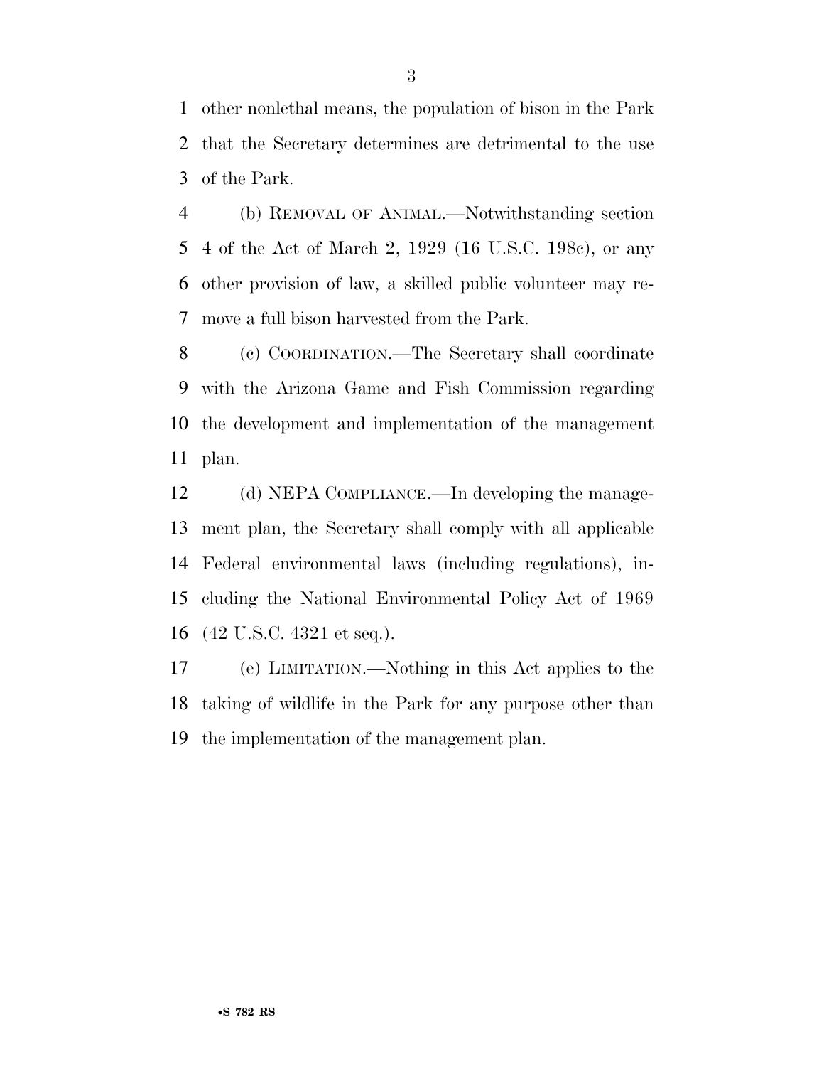other nonlethal means, the population of bison in the Park that the Secretary determines are detrimental to the use of the Park.

(b) REMOVAL OF ANIMAL.—Notwithstanding section 4 of the Act of March 2, 1929 (16 U.S.C. 198c), or any other provision of law, a skilled public volunteer may remove a full bison harvested from the Park.

(c) COORDINATION.—The Secretary shall coordinate with the Arizona Game and Fish Commission regarding the development and implementation of the management plan.

(d) NEPA COMPLIANCE.—In developing the management plan, the Secretary shall comply with all applicable Federal environmental laws (including regulations), including the National Environmental Policy Act of 1969 (42 U.S.C. 4321 et seq.).

(e) LIMITATION.—Nothing in this Act applies to the taking of wildlife in the Park for any purpose other than the implementation of the management plan.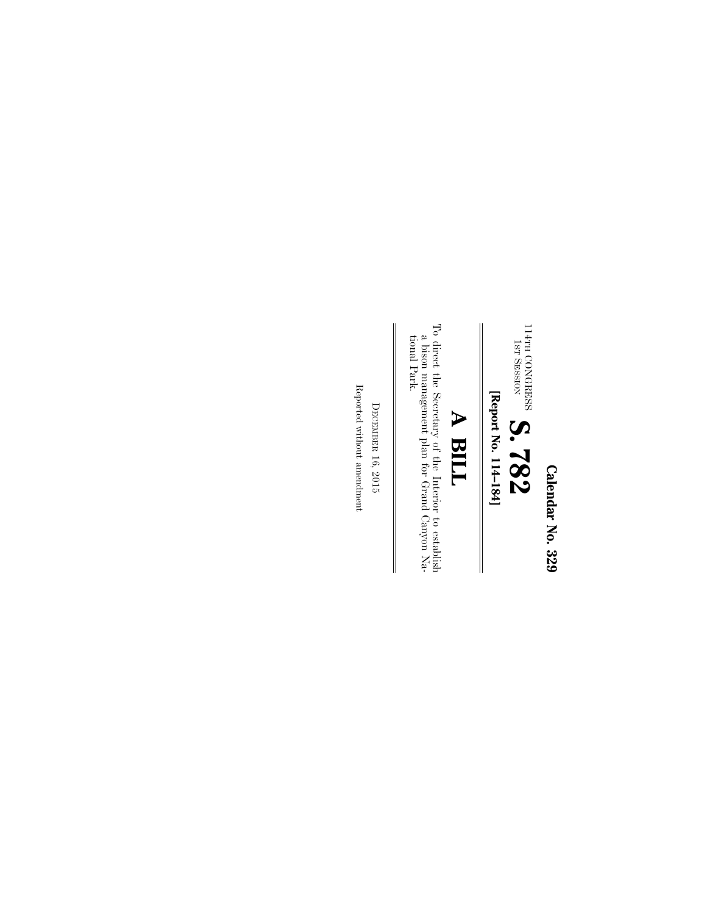Calendar No. 329

114TH CONGRESS
1ST SESSION

# S. 782

**[Report No. 114–184]**

---

# A BILL

To direct the Secretary of the Interior to establish a bison management plan for Grand Canyon National Park.

---

DECEMBER 16, 2015

Reported without amendment